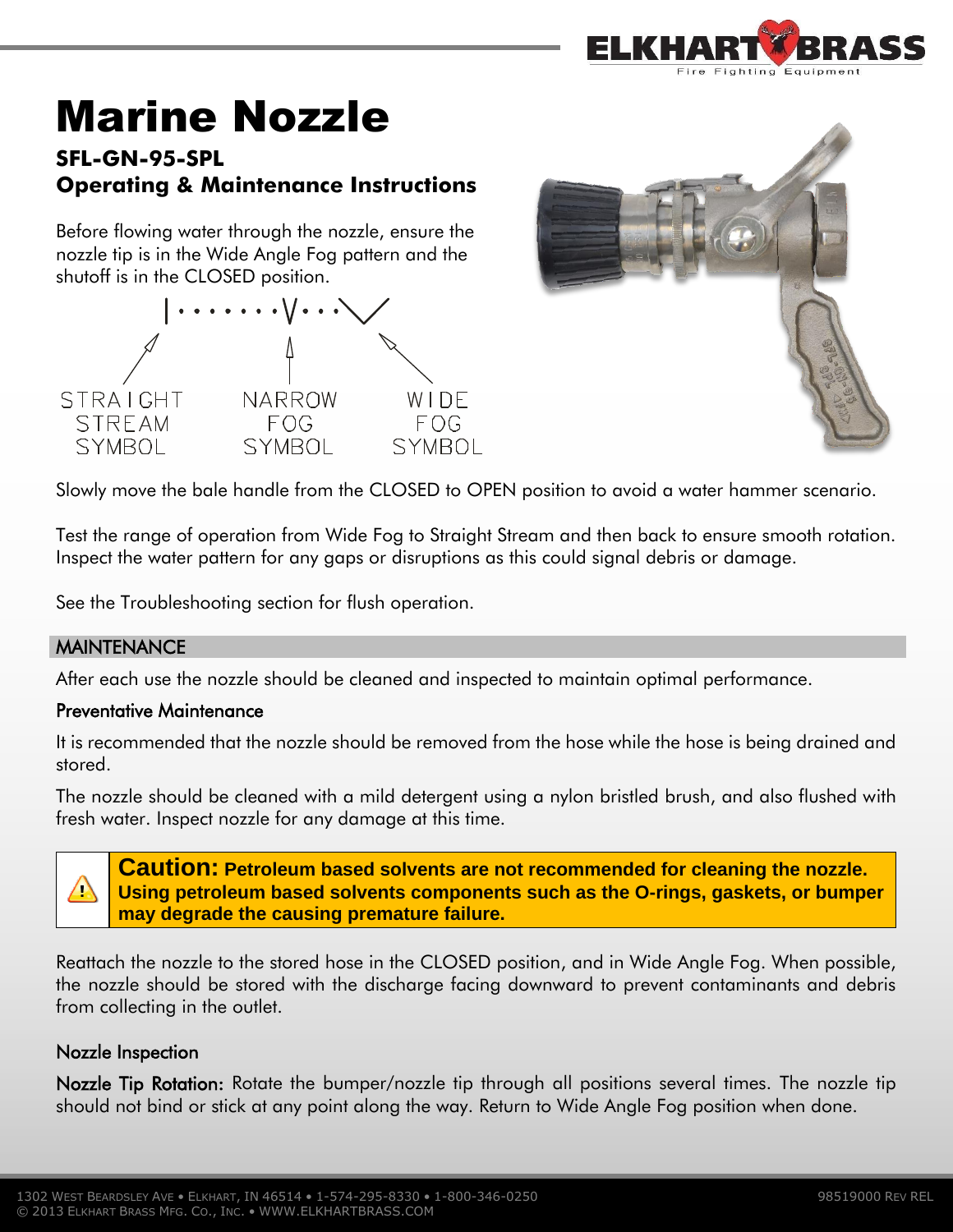# Marine Nozzle

### SFL-GN-95-SPL
### Operating & Maintenance Instructions

Before flowing water through the nozzle, ensure the nozzle tip is in the Wide Angle Fog pattern and the shutoff is in the CLOSED position.

STRAIGHT STREAM SYMBOL — NARROW FOG SYMBOL — WIDE FOG SYMBOL

Slowly move the bale handle from the CLOSED to OPEN position to avoid a water hammer scenario.

Test the range of operation from Wide Fog to Straight Stream and then back to ensure smooth rotation. Inspect the water pattern for any gaps or disruptions as this could signal debris or damage.

See the Troubleshooting section for flush operation.

## MAINTENANCE

After each use the nozzle should be cleaned and inspected to maintain optimal performance.

### Preventative Maintenance

It is recommended that the nozzle should be removed from the hose while the hose is being drained and stored.

The nozzle should be cleaned with a mild detergent using a nylon bristled brush, and also flushed with fresh water. Inspect nozzle for any damage at this time.

> **Caution: Petroleum based solvents are not recommended for cleaning the nozzle. Using petroleum based solvents components such as the O-rings, gaskets, or bumper may degrade the causing premature failure.**

Reattach the nozzle to the stored hose in the CLOSED position, and in Wide Angle Fog. When possible, the nozzle should be stored with the discharge facing downward to prevent contaminants and debris from collecting in the outlet.

### Nozzle Inspection

**Nozzle Tip Rotation:** Rotate the bumper/nozzle tip through all positions several times. The nozzle tip should not bind or stick at any point along the way. Return to Wide Angle Fog position when done.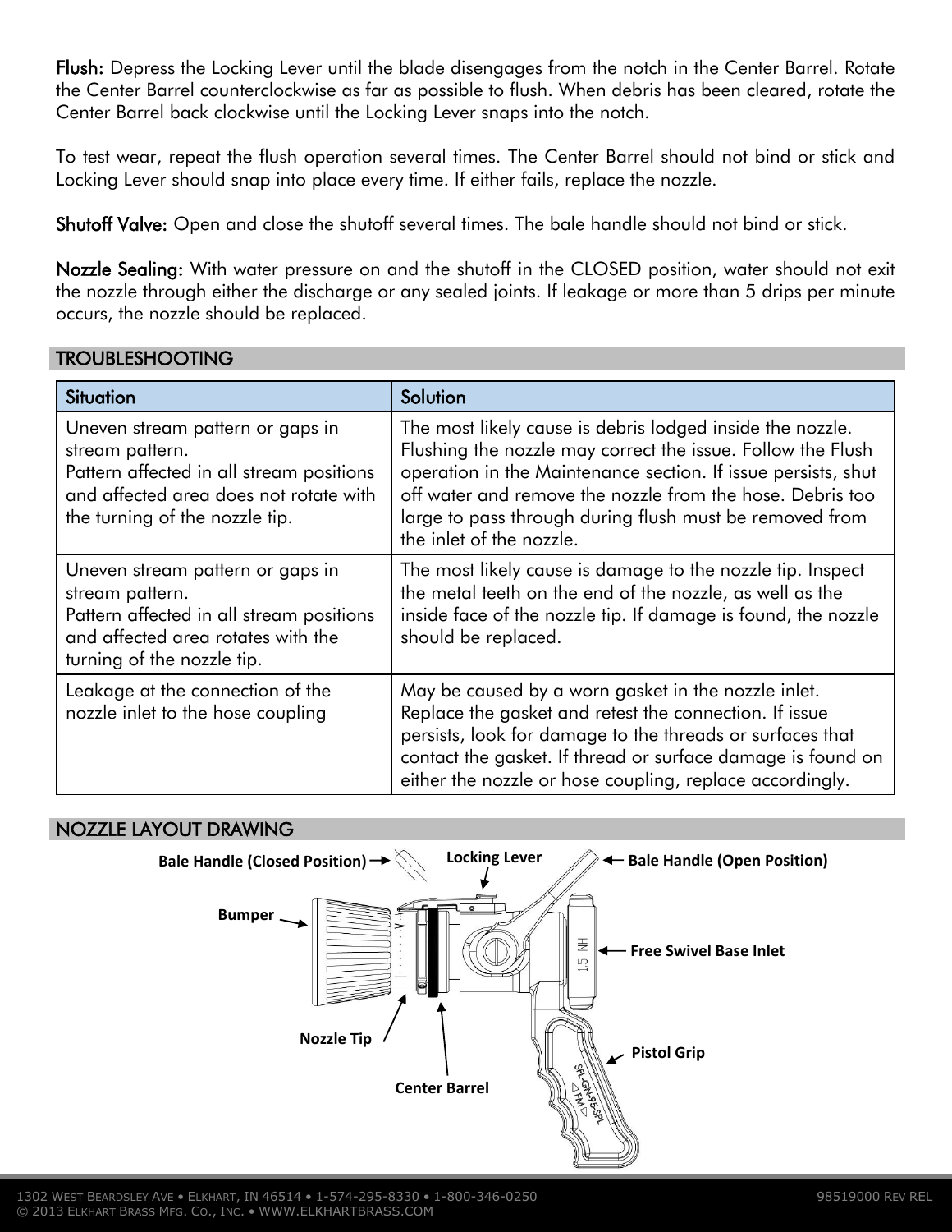**Flush:** Depress the Locking Lever until the blade disengages from the notch in the Center Barrel. Rotate the Center Barrel counterclockwise as far as possible to flush. When debris has been cleared, rotate the Center Barrel back clockwise until the Locking Lever snaps into the notch.

To test wear, repeat the flush operation several times. The Center Barrel should not bind or stick and Locking Lever should snap into place every time. If either fails, replace the nozzle.

**Shutoff Valve:** Open and close the shutoff several times. The bale handle should not bind or stick.

**Nozzle Sealing:** With water pressure on and the shutoff in the CLOSED position, water should not exit the nozzle through either the discharge or any sealed joints. If leakage or more than 5 drips per minute occurs, the nozzle should be replaced.

## TROUBLESHOOTING

| Situation | Solution |
|---|---|
| Uneven stream pattern or gaps in stream pattern. Pattern affected in all stream positions and affected area does not rotate with the turning of the nozzle tip. | The most likely cause is debris lodged inside the nozzle. Flushing the nozzle may correct the issue. Follow the Flush operation in the Maintenance section. If issue persists, shut off water and remove the nozzle from the hose. Debris too large to pass through during flush must be removed from the inlet of the nozzle. |
| Uneven stream pattern or gaps in stream pattern. Pattern affected in all stream positions and affected area rotates with the turning of the nozzle tip. | The most likely cause is damage to the nozzle tip. Inspect the metal teeth on the end of the nozzle, as well as the inside face of the nozzle tip. If damage is found, the nozzle should be replaced. |
| Leakage at the connection of the nozzle inlet to the hose coupling | May be caused by a worn gasket in the nozzle inlet. Replace the gasket and retest the connection. If issue persists, look for damage to the threads or surfaces that contact the gasket. If thread or surface damage is found on either the nozzle or hose coupling, replace accordingly. |

## NOZZLE LAYOUT DRAWING

Bale Handle (Closed Position)

Locking Lever

Bale Handle (Open Position)

Bumper

Free Swivel Base Inlet

Nozzle Tip

Pistol Grip

Center Barrel